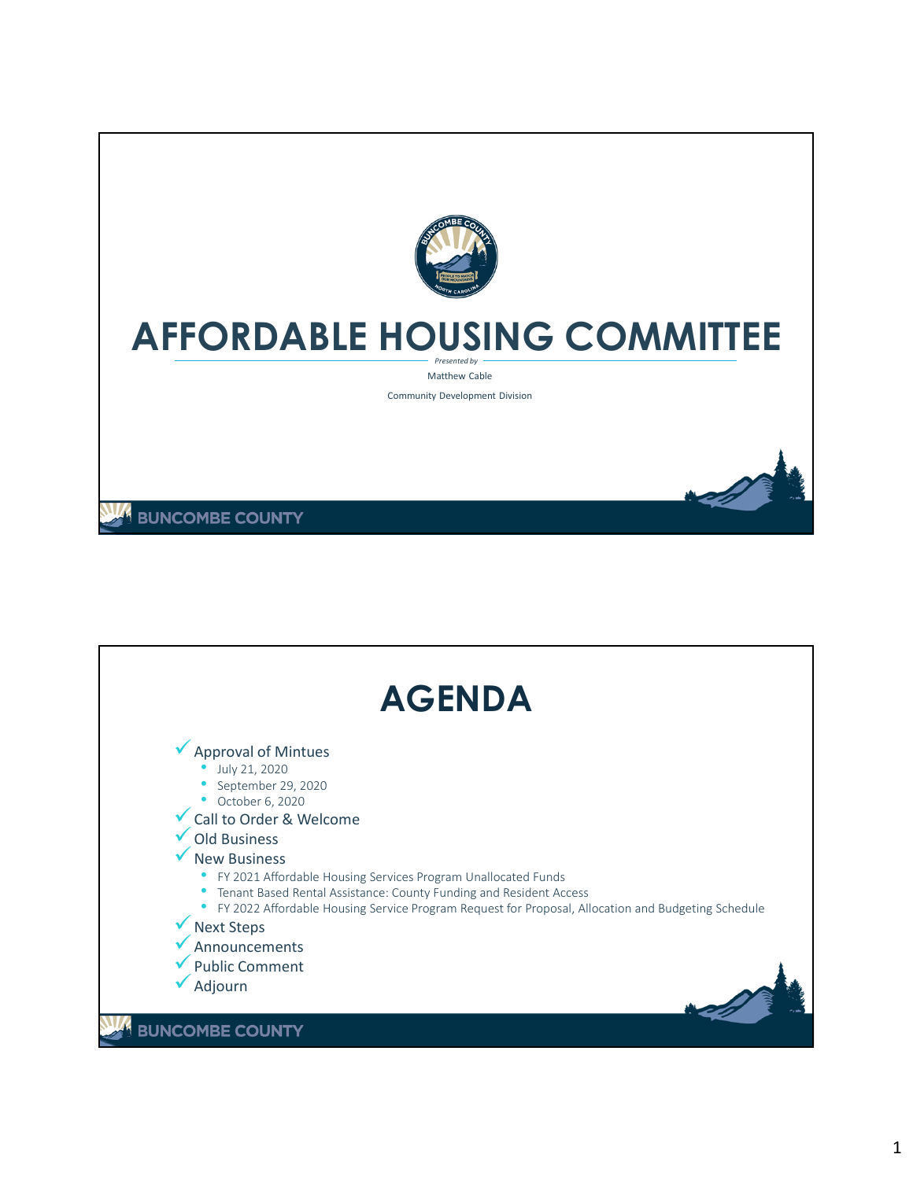# AFFORDABLE HOUSING COMMITTEE

*Presented by*

Matthew Cable

Community Development Division

BUNCOMBE COUNTY

# AGENDA

- ✓ Approval of Mintues
  - July 21, 2020
  - September 29, 2020
  - October 6, 2020
- ✓ Call to Order & Welcome
- ✓ Old Business
- ✓ New Business
  - FY 2021 Affordable Housing Services Program Unallocated Funds
  - Tenant Based Rental Assistance: County Funding and Resident Access
  - FY 2022 Affordable Housing Service Program Request for Proposal, Allocation and Budgeting Schedule
- ✓ Next Steps
- ✓ Announcements
- ✓ Public Comment
- ✓ Adjourn

BUNCOMBE COUNTY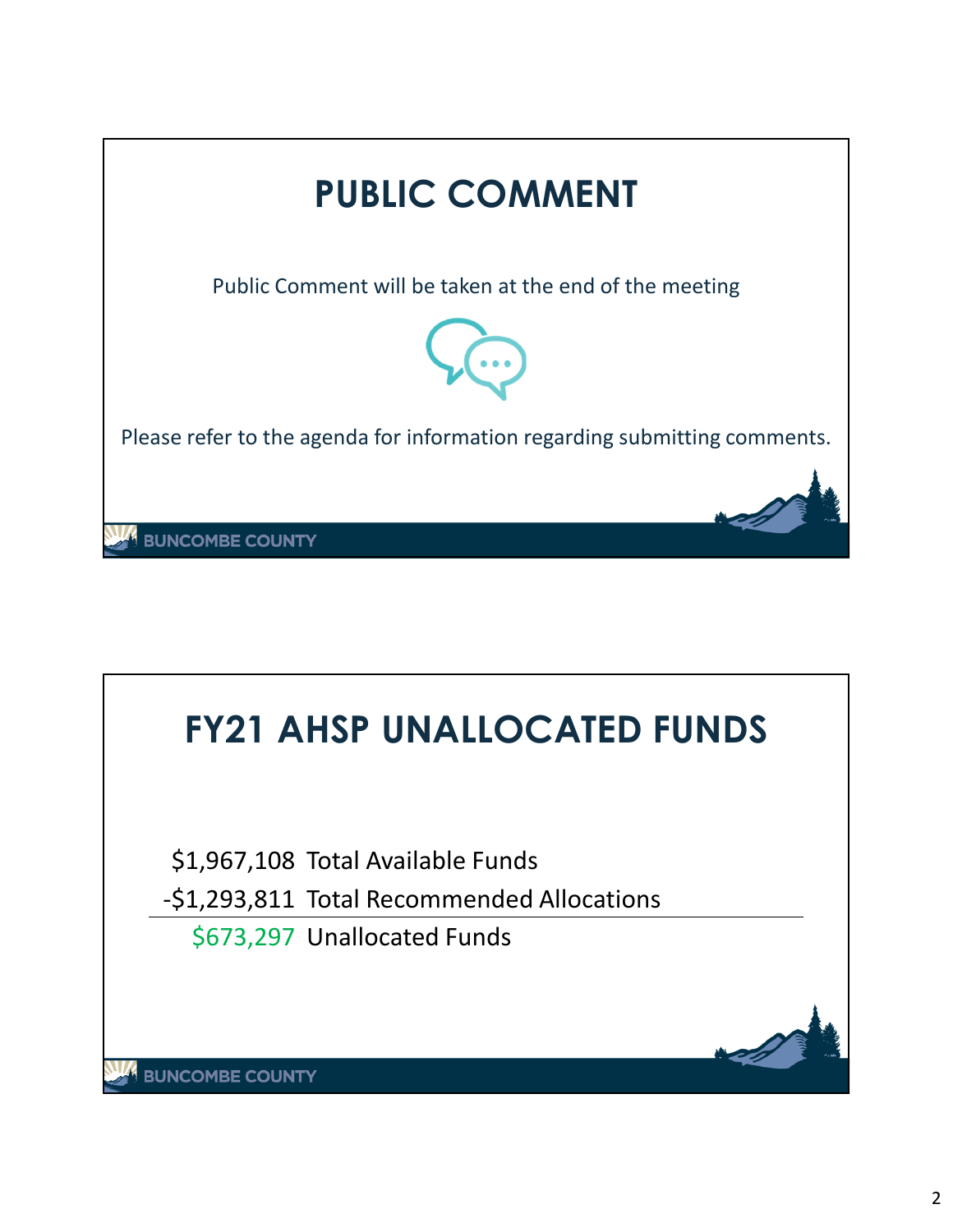# PUBLIC COMMENT

Public Comment will be taken at the end of the meeting

Please refer to the agenda for information regarding submitting comments.

BUNCOMBE COUNTY

# FY21 AHSP UNALLOCATED FUNDS

| Amount | Description |
|---|---|
| $1,967,108 | Total Available Funds |
| -$1,293,811 | Total Recommended Allocations |
| $673,297 | Unallocated Funds |

BUNCOMBE COUNTY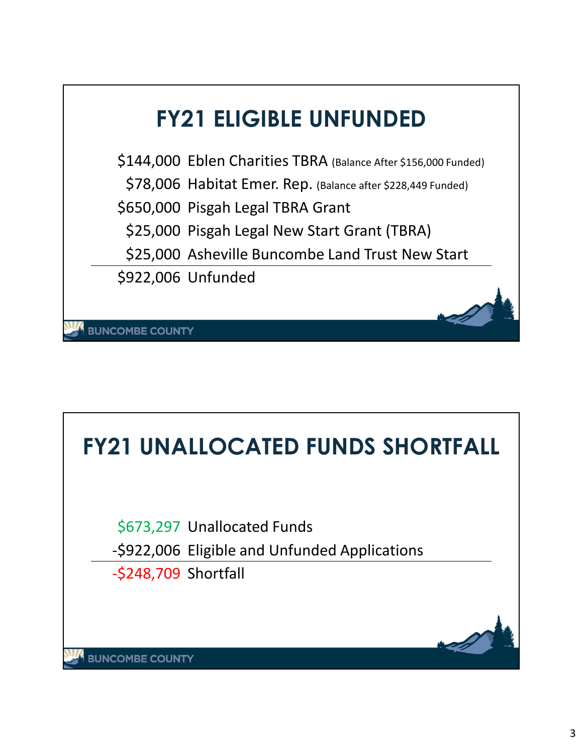## FY21 ELIGIBLE UNFUNDED

| Amount | Description |
| --- | --- |
| $144,000 | Eblen Charities TBRA (Balance After $156,000 Funded) |
| $78,006 | Habitat Emer. Rep. (Balance after $228,449 Funded) |
| $650,000 | Pisgah Legal TBRA Grant |
| $25,000 | Pisgah Legal New Start Grant (TBRA) |
| $25,000 | Asheville Buncombe Land Trust New Start |
| $922,006 | Unfunded |

BUNCOMBE COUNTY

## FY21 UNALLOCATED FUNDS SHORTFALL

| Amount | Description |
| --- | --- |
| $673,297 | Unallocated Funds |
| -$922,006 | Eligible and Unfunded Applications |
| -$248,709 | Shortfall |

BUNCOMBE COUNTY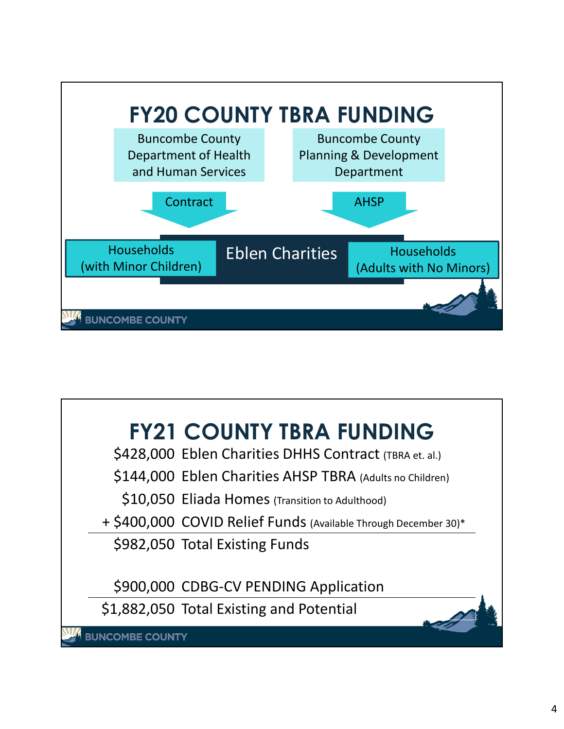# FY20 COUNTY TBRA FUNDING

Buncombe County Department of Health and Human Services → Contract → Eblen Charities → Households (with Minor Children)

Buncombe County Planning & Development Department → AHSP → Eblen Charities → Households (Adults with No Minors)

# FY21 COUNTY TBRA FUNDING

| Amount | Description |
|---|---|
| $428,000 | Eblen Charities DHHS Contract (TBRA et. al.) |
| $144,000 | Eblen Charities AHSP TBRA (Adults no Children) |
| $10,050 | Eliada Homes (Transition to Adulthood) |
| + $400,000 | COVID Relief Funds (Available Through December 30)* |
| $982,050 | Total Existing Funds |
| | |
| $900,000 | CDBG-CV PENDING Application |
| $1,882,050 | Total Existing and Potential |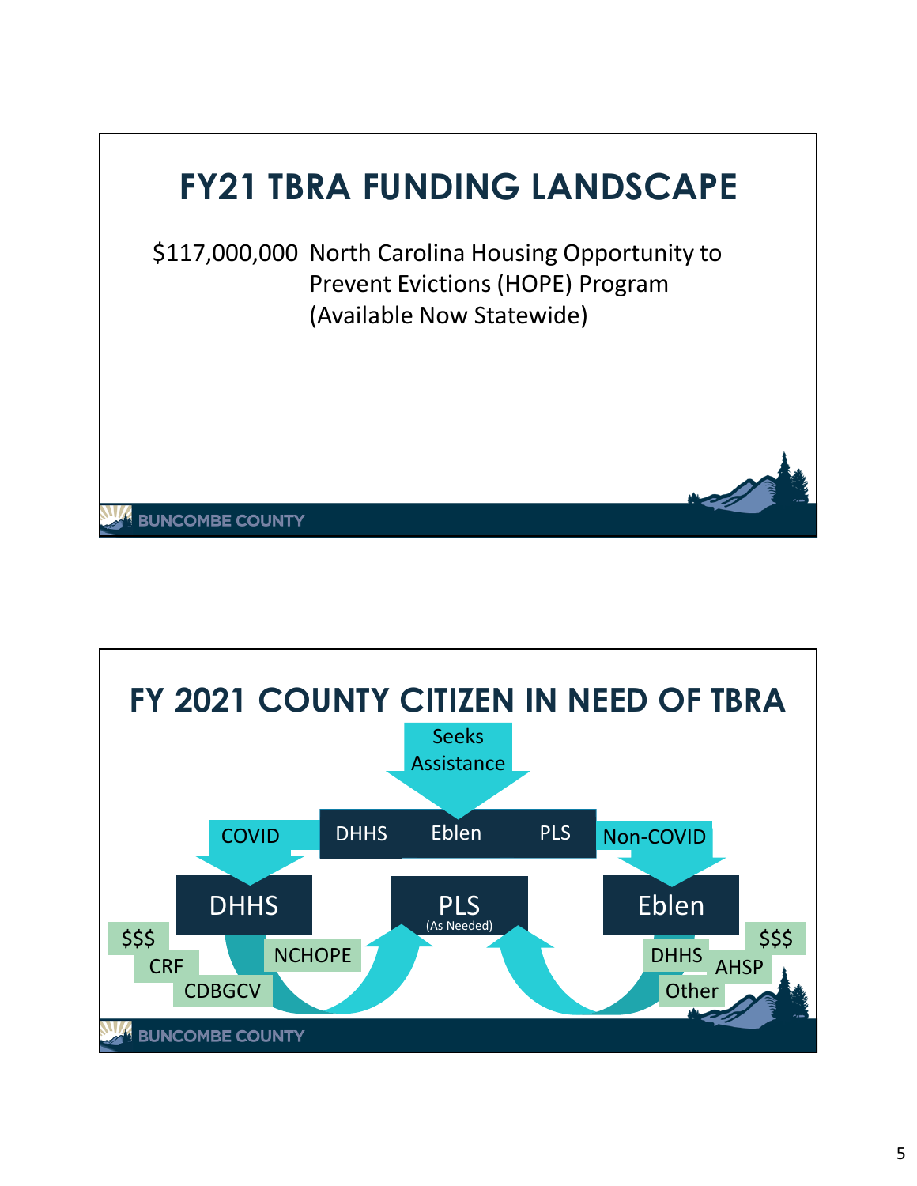# FY21 TBRA FUNDING LANDSCAPE

$117,000,000 North Carolina Housing Opportunity to Prevent Evictions (HOPE) Program (Available Now Statewide)

# FY 2021 COUNTY CITIZEN IN NEED OF TBRA

Seeks Assistance

DHHS Eblen PLS

COVID

Non-COVID

DHHS

PLS (As Needed)

Eblen

$$$

CRF

CDBGCV

NCHOPE

DHHS

$$$

AHSP

Other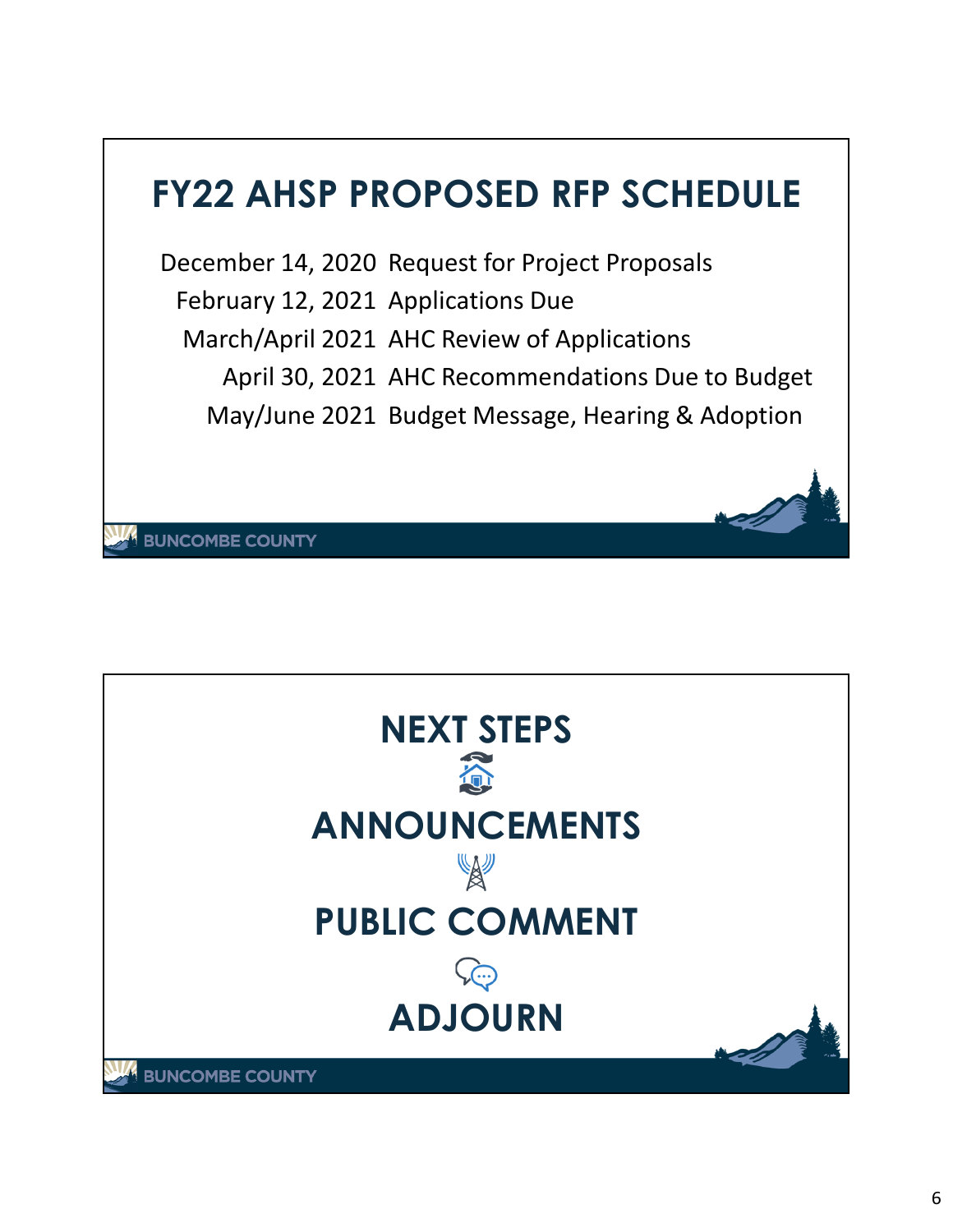# FY22 AHSP PROPOSED RFP SCHEDULE

| | |
|---|---|
| December 14, 2020 | Request for Project Proposals |
| February 12, 2021 | Applications Due |
| March/April 2021 | AHC Review of Applications |
| April 30, 2021 | AHC Recommendations Due to Budget |
| May/June 2021 | Budget Message, Hearing & Adoption |

BUNCOMBE COUNTY

# NEXT STEPS

# ANNOUNCEMENTS

# PUBLIC COMMENT

# ADJOURN

BUNCOMBE COUNTY